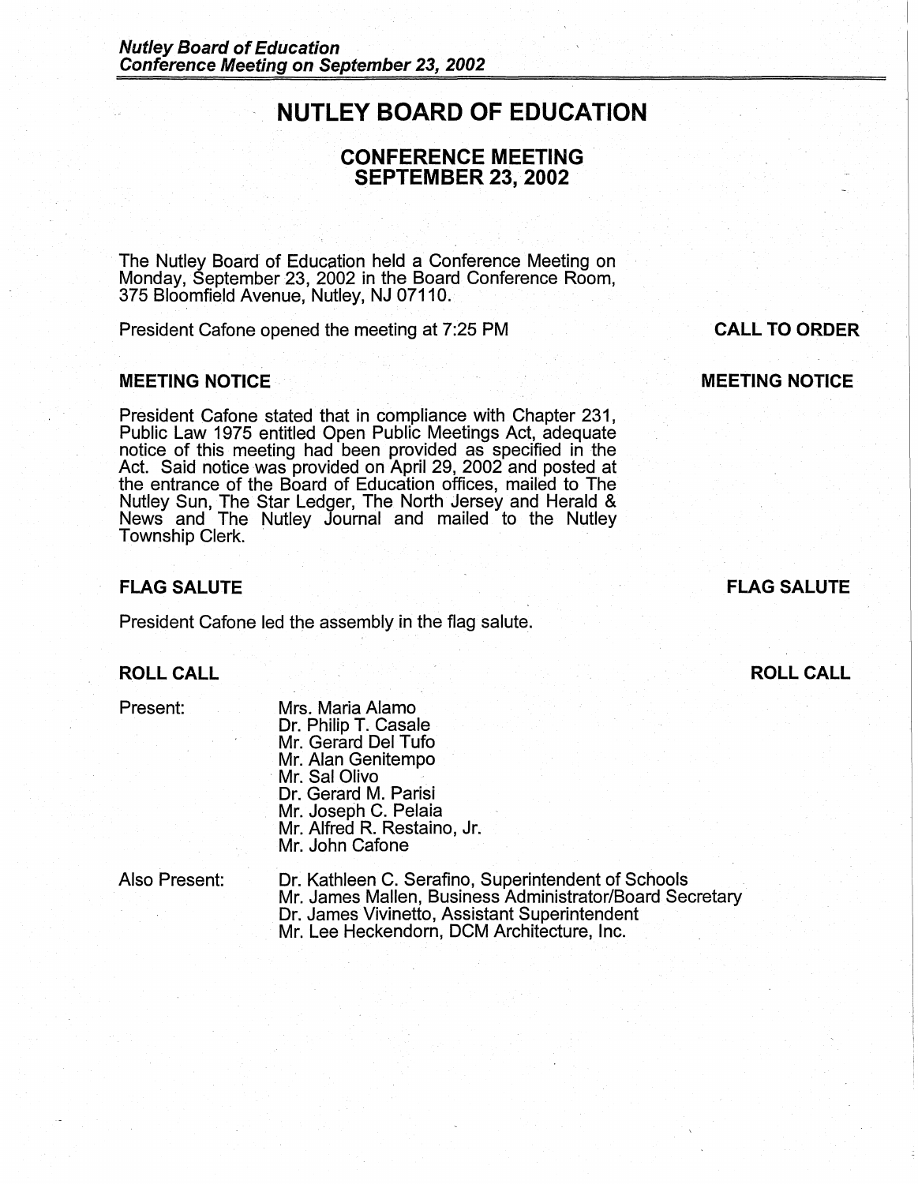# NUTLEY BOARD OF EDUCATION

## CONFERENCE MEETING
## SEPTEMBER 23, 2002

The Nutley Board of Education held a Conference Meeting on Monday, September 23, 2002 in the Board Conference Room, 375 Bloomfield Avenue, Nutley, NJ 07110.

**CALL TO ORDER**

President Cafone opened the meeting at 7:25 PM

### MEETING NOTICE

President Cafone stated that in compliance with Chapter 231, Public Law 1975 entitled Open Public Meetings Act, adequate notice of this meeting had been provided as specified in the Act. Said notice was provided on April 29, 2002 and posted at the entrance of the Board of Education offices, mailed to The Nutley Sun, The Star Ledger, The North Jersey and Herald & News and The Nutley Journal and mailed to the Nutley Township Clerk.

### FLAG SALUTE

President Cafone led the assembly in the flag salute.

### ROLL CALL

Present:

- Mrs. Maria Alamo
- Dr. Philip T. Casale
- Mr. Gerard Del Tufo
- Mr. Alan Genitempo
- Mr. Sal Olivo
- Dr. Gerard M. Parisi
- Mr. Joseph C. Pelaia
- Mr. Alfred R. Restaino, Jr.
- Mr. John Cafone

Also Present:

- Dr. Kathleen C. Serafino, Superintendent of Schools
- Mr. James Mallen, Business Administrator/Board Secretary
- Dr. James Vivinetto, Assistant Superintendent
- Mr. Lee Heckendorn, DCM Architecture, Inc.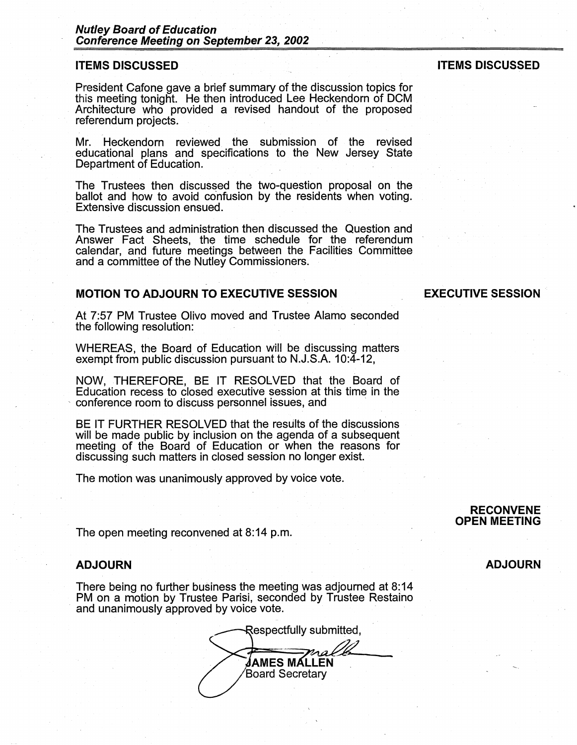*Nutley Board of Education*
*Conference Meeting on September 23, 2002*

## ITEMS DISCUSSED

President Cafone gave a brief summary of the discussion topics for this meeting tonight. He then introduced Lee Heckendorn of DCM Architecture who provided a revised handout of the proposed referendum projects.

Mr. Heckendorn reviewed the submission of the revised educational plans and specifications to the New Jersey State Department of Education.

The Trustees then discussed the two-question proposal on the ballot and how to avoid confusion by the residents when voting. Extensive discussion ensued.

The Trustees and administration then discussed the Question and Answer Fact Sheets, the time schedule for the referendum calendar, and future meetings between the Facilities Committee and a committee of the Nutley Commissioners.

## MOTION TO ADJOURN TO EXECUTIVE SESSION

At 7:57 PM Trustee Olivo moved and Trustee Alamo seconded the following resolution:

WHEREAS, the Board of Education will be discussing matters exempt from public discussion pursuant to N.J.S.A. 10:4-12,

NOW, THEREFORE, BE IT RESOLVED that the Board of Education recess to closed executive session at this time in the conference room to discuss personnel issues, and

BE IT FURTHER RESOLVED that the results of the discussions will be made public by inclusion on the agenda of a subsequent meeting of the Board of Education or when the reasons for discussing such matters in closed session no longer exist.

The motion was unanimously approved by voice vote.

## RECONVENE OPEN MEETING

The open meeting reconvened at 8:14 p.m.

## ADJOURN

There being no further business the meeting was adjourned at 8:14 PM on a motion by Trustee Parisi, seconded by Trustee Restaino and unanimously approved by voice vote.

Respectfully submitted,

JAMES MALLEN
Board Secretary